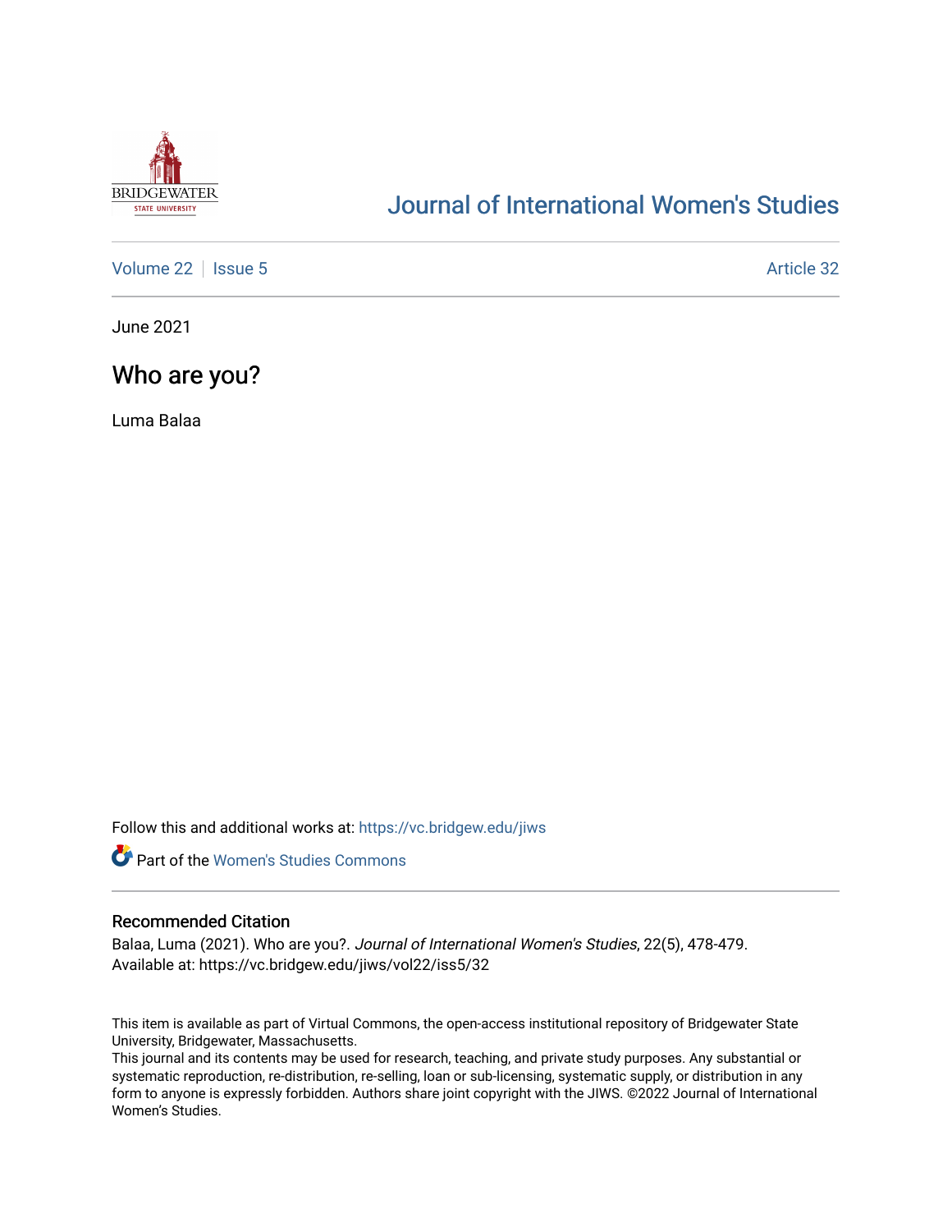BRIDGEWATER STATE UNIVERSITY

# Journal of International Women's Studies

Volume 22 | Issue 5 | Article 32

June 2021

## Who are you?

Luma Balaa

Follow this and additional works at: https://vc.bridgew.edu/jiws

Part of the Women's Studies Commons

### Recommended Citation

Balaa, Luma (2021). Who are you?. *Journal of International Women's Studies*, 22(5), 478-479.
Available at: https://vc.bridgew.edu/jiws/vol22/iss5/32

This item is available as part of Virtual Commons, the open-access institutional repository of Bridgewater State University, Bridgewater, Massachusetts.
This journal and its contents may be used for research, teaching, and private study purposes. Any substantial or systematic reproduction, re-distribution, re-selling, loan or sub-licensing, systematic supply, or distribution in any form to anyone is expressly forbidden. Authors share joint copyright with the JIWS. ©2022 Journal of International Women's Studies.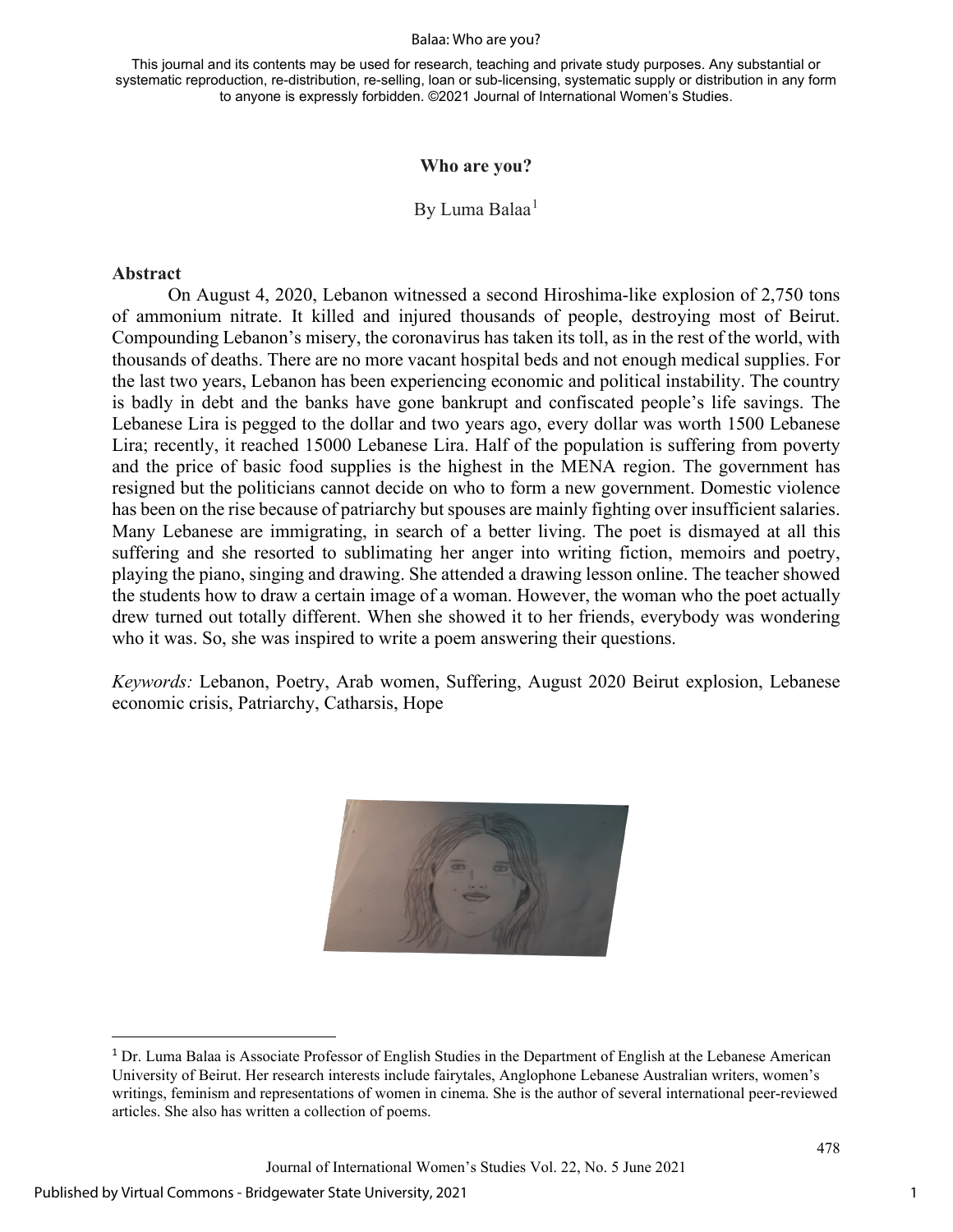**Who are you?**

By Luma Balaa[1]

## Abstract

On August 4, 2020, Lebanon witnessed a second Hiroshima-like explosion of 2,750 tons of ammonium nitrate. It killed and injured thousands of people, destroying most of Beirut. Compounding Lebanon's misery, the coronavirus has taken its toll, as in the rest of the world, with thousands of deaths. There are no more vacant hospital beds and not enough medical supplies. For the last two years, Lebanon has been experiencing economic and political instability. The country is badly in debt and the banks have gone bankrupt and confiscated people's life savings. The Lebanese Lira is pegged to the dollar and two years ago, every dollar was worth 1500 Lebanese Lira; recently, it reached 15000 Lebanese Lira. Half of the population is suffering from poverty and the price of basic food supplies is the highest in the MENA region. The government has resigned but the politicians cannot decide on who to form a new government. Domestic violence has been on the rise because of patriarchy but spouses are mainly fighting over insufficient salaries. Many Lebanese are immigrating, in search of a better living. The poet is dismayed at all this suffering and she resorted to sublimating her anger into writing fiction, memoirs and poetry, playing the piano, singing and drawing. She attended a drawing lesson online. The teacher showed the students how to draw a certain image of a woman. However, the woman who the poet actually drew turned out totally different. When she showed it to her friends, everybody was wondering who it was. So, she was inspired to write a poem answering their questions.

*Keywords:* Lebanon, Poetry, Arab women, Suffering, August 2020 Beirut explosion, Lebanese economic crisis, Patriarchy, Catharsis, Hope

[1] Dr. Luma Balaa is Associate Professor of English Studies in the Department of English at the Lebanese American University of Beirut. Her research interests include fairytales, Anglophone Lebanese Australian writers, women's writings, feminism and representations of women in cinema. She is the author of several international peer-reviewed articles. She also has written a collection of poems.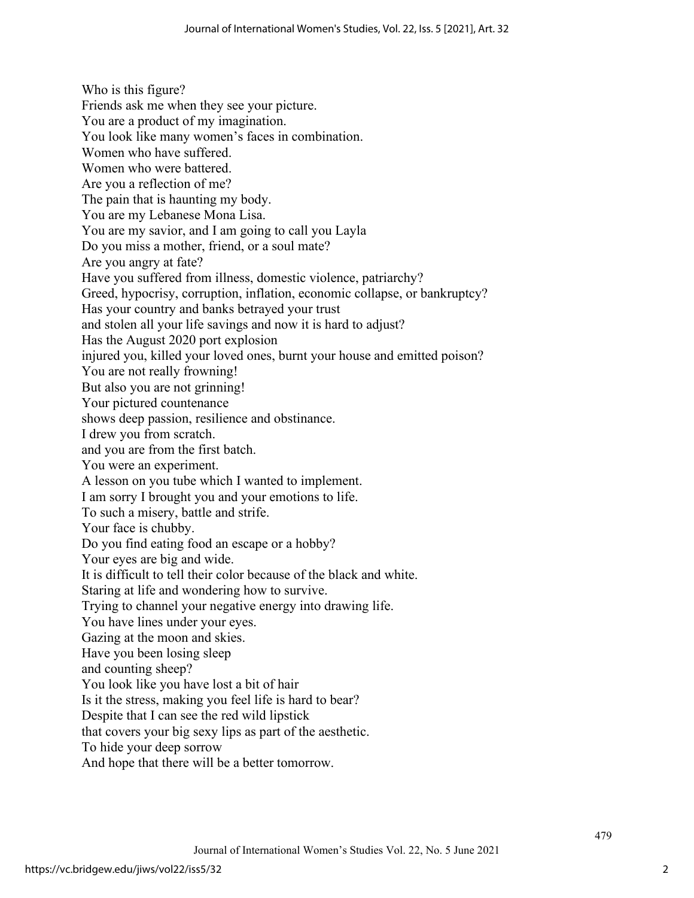Who is this figure?  
Friends ask me when they see your picture.  
You are a product of my imagination.  
You look like many women's faces in combination.  
Women who have suffered.  
Women who were battered.  
Are you a reflection of me?  
The pain that is haunting my body.  
You are my Lebanese Mona Lisa.  
You are my savior, and I am going to call you Layla  
Do you miss a mother, friend, or a soul mate?  
Are you angry at fate?  
Have you suffered from illness, domestic violence, patriarchy?  
Greed, hypocrisy, corruption, inflation, economic collapse, or bankruptcy?  
Has your country and banks betrayed your trust  
and stolen all your life savings and now it is hard to adjust?  
Has the August 2020 port explosion  
injured you, killed your loved ones, burnt your house and emitted poison?  
You are not really frowning!  
But also you are not grinning!  
Your pictured countenance  
shows deep passion, resilience and obstinance.  
I drew you from scratch.  
and you are from the first batch.  
You were an experiment.  
A lesson on you tube which I wanted to implement.  
I am sorry I brought you and your emotions to life.  
To such a misery, battle and strife.  
Your face is chubby.  
Do you find eating food an escape or a hobby?  
Your eyes are big and wide.  
It is difficult to tell their color because of the black and white.  
Staring at life and wondering how to survive.  
Trying to channel your negative energy into drawing life.  
You have lines under your eyes.  
Gazing at the moon and skies.  
Have you been losing sleep  
and counting sheep?  
You look like you have lost a bit of hair  
Is it the stress, making you feel life is hard to bear?  
Despite that I can see the red wild lipstick  
that covers your big sexy lips as part of the aesthetic.  
To hide your deep sorrow  
And hope that there will be a better tomorrow.